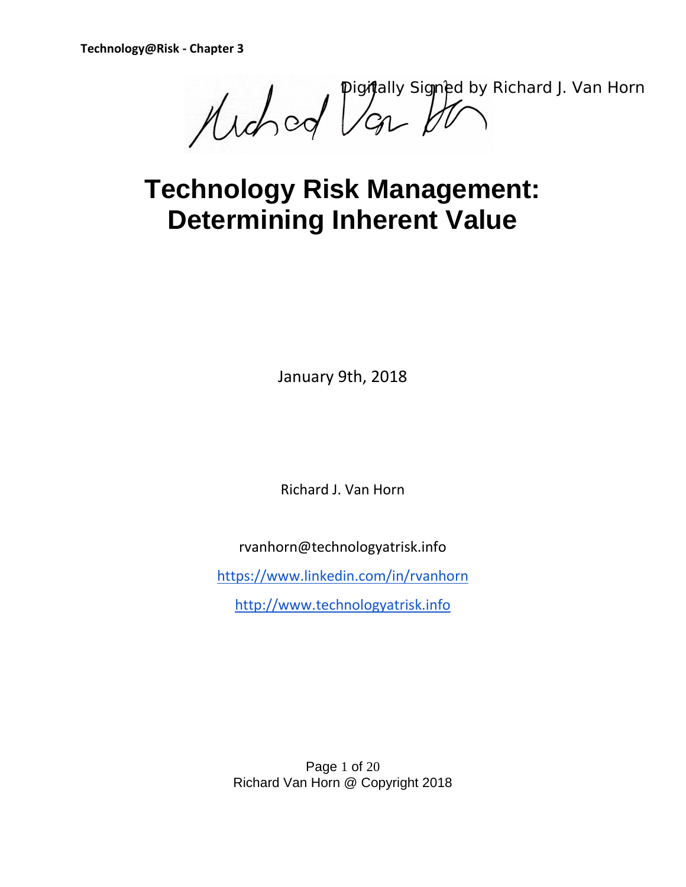Digitally Signed by Richard J. Van Horn

# Technology Risk Management: Determining Inherent Value

January 9th, 2018

Richard J. Van Horn

rvanhorn@technologyatrisk.info

https://www.linkedin.com/in/rvanhorn

http://www.technologyatrisk.info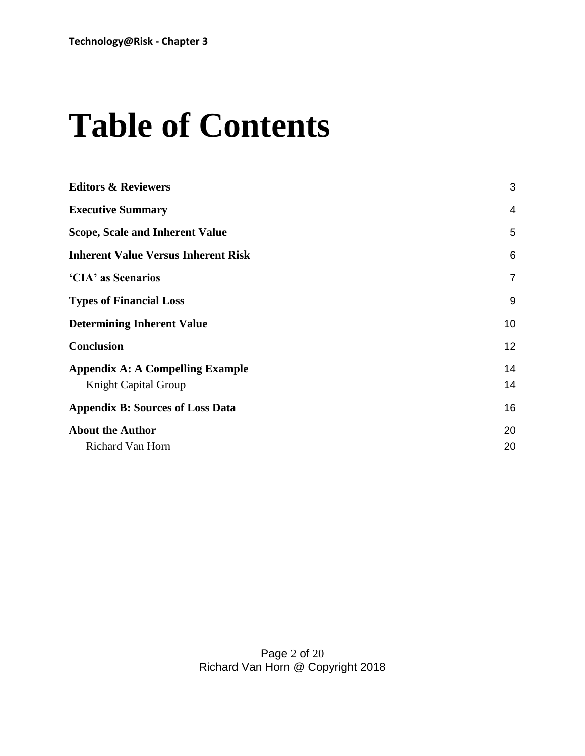# Table of Contents

| | |
|---|---|
| **Editors & Reviewers** | 3 |
| **Executive Summary** | 4 |
| **Scope, Scale and Inherent Value** | 5 |
| **Inherent Value Versus Inherent Risk** | 6 |
| **'CIA' as Scenarios** | 7 |
| **Types of Financial Loss** | 9 |
| **Determining Inherent Value** | 10 |
| **Conclusion** | 12 |
| **Appendix A: A Compelling Example** | 14 |
| Knight Capital Group | 14 |
| **Appendix B: Sources of Loss Data** | 16 |
| **About the Author** | 20 |
| Richard Van Horn | 20 |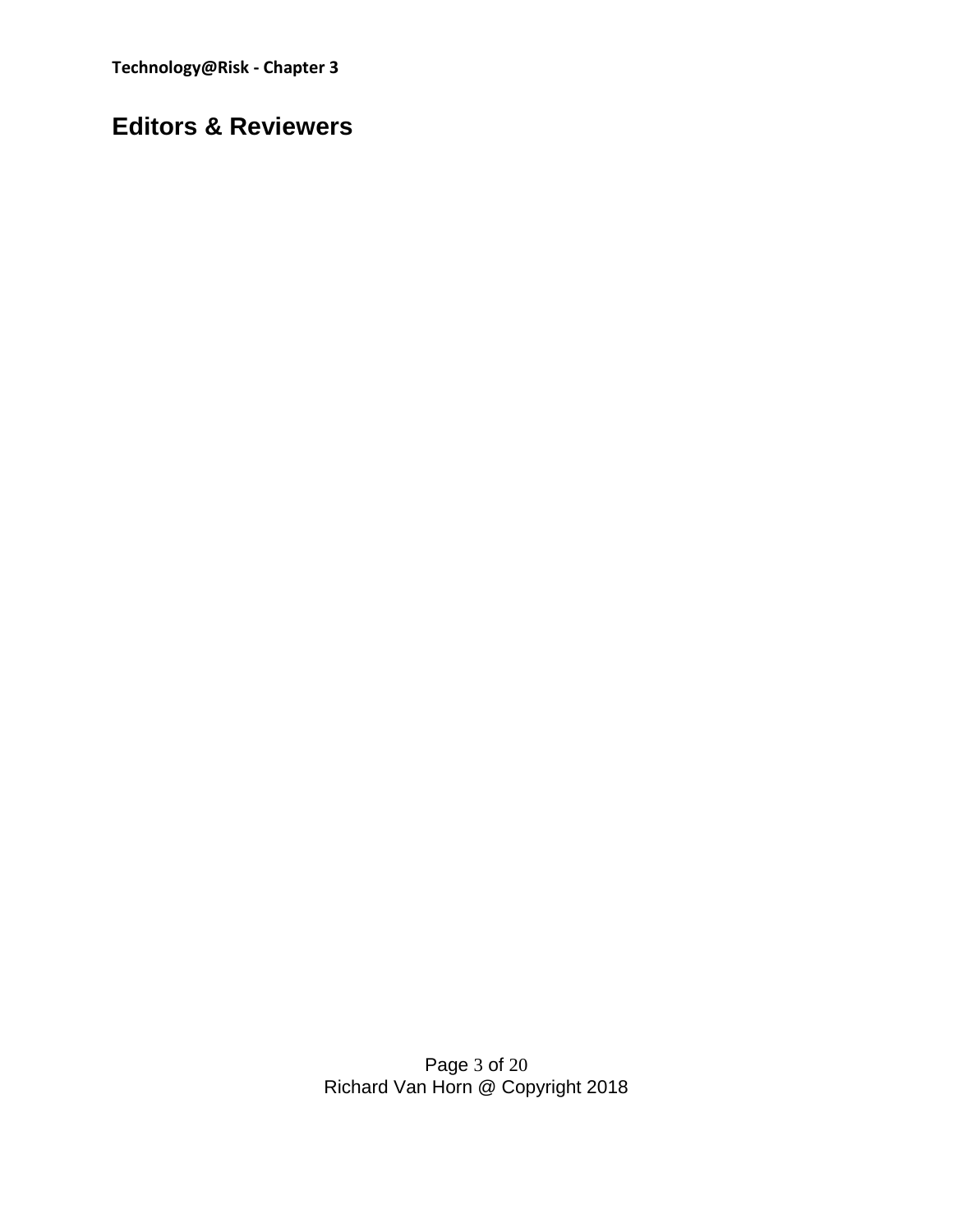# Editors & Reviewers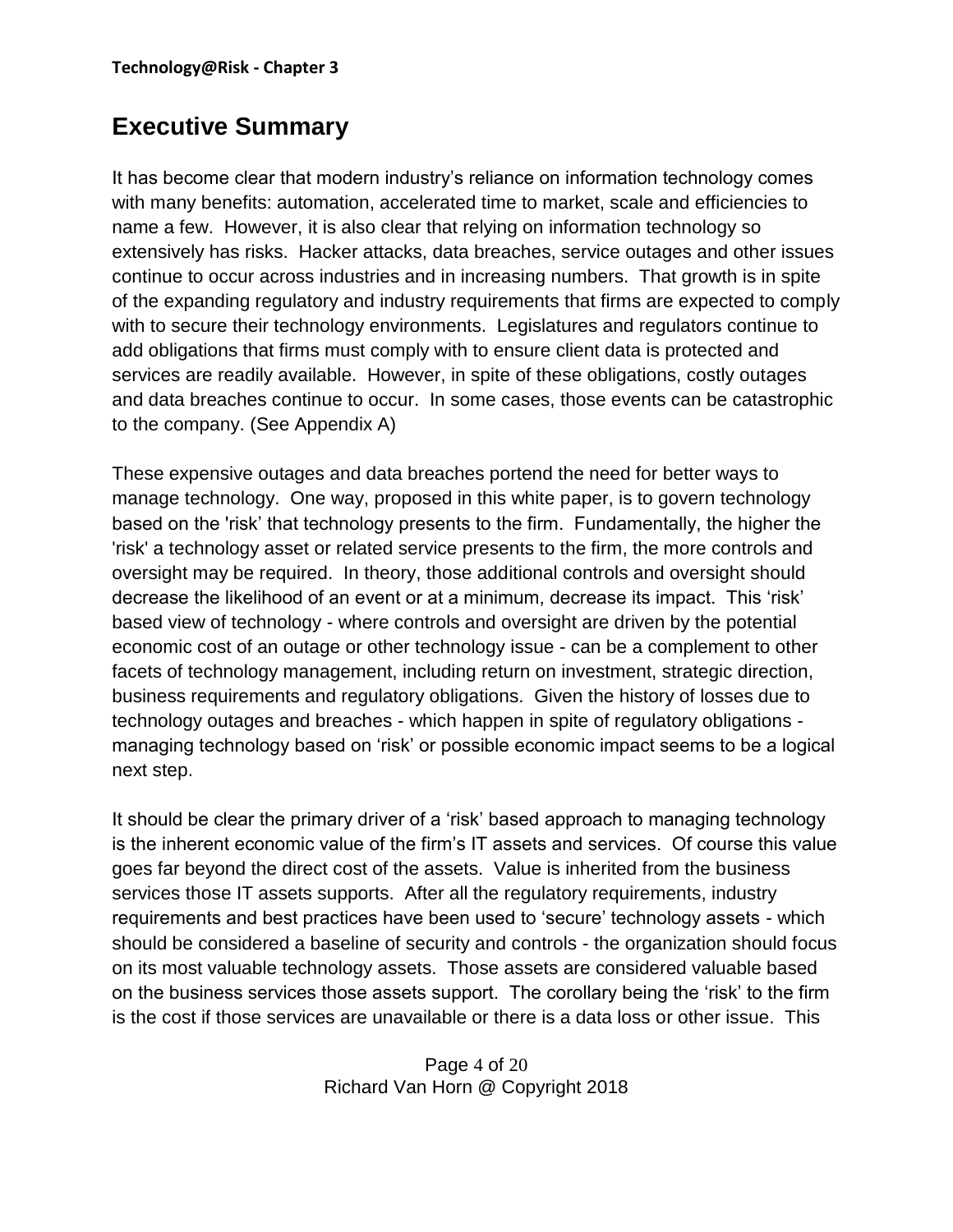# Executive Summary

It has become clear that modern industry's reliance on information technology comes with many benefits: automation, accelerated time to market, scale and efficiencies to name a few. However, it is also clear that relying on information technology so extensively has risks. Hacker attacks, data breaches, service outages and other issues continue to occur across industries and in increasing numbers. That growth is in spite of the expanding regulatory and industry requirements that firms are expected to comply with to secure their technology environments. Legislatures and regulators continue to add obligations that firms must comply with to ensure client data is protected and services are readily available. However, in spite of these obligations, costly outages and data breaches continue to occur. In some cases, those events can be catastrophic to the company. (See Appendix A)

These expensive outages and data breaches portend the need for better ways to manage technology. One way, proposed in this white paper, is to govern technology based on the 'risk' that technology presents to the firm. Fundamentally, the higher the 'risk' a technology asset or related service presents to the firm, the more controls and oversight may be required. In theory, those additional controls and oversight should decrease the likelihood of an event or at a minimum, decrease its impact. This 'risk' based view of technology - where controls and oversight are driven by the potential economic cost of an outage or other technology issue - can be a complement to other facets of technology management, including return on investment, strategic direction, business requirements and regulatory obligations. Given the history of losses due to technology outages and breaches - which happen in spite of regulatory obligations - managing technology based on 'risk' or possible economic impact seems to be a logical next step.

It should be clear the primary driver of a 'risk' based approach to managing technology is the inherent economic value of the firm's IT assets and services. Of course this value goes far beyond the direct cost of the assets. Value is inherited from the business services those IT assets supports. After all the regulatory requirements, industry requirements and best practices have been used to 'secure' technology assets - which should be considered a baseline of security and controls - the organization should focus on its most valuable technology assets. Those assets are considered valuable based on the business services those assets support. The corollary being the 'risk' to the firm is the cost if those services are unavailable or there is a data loss or other issue. This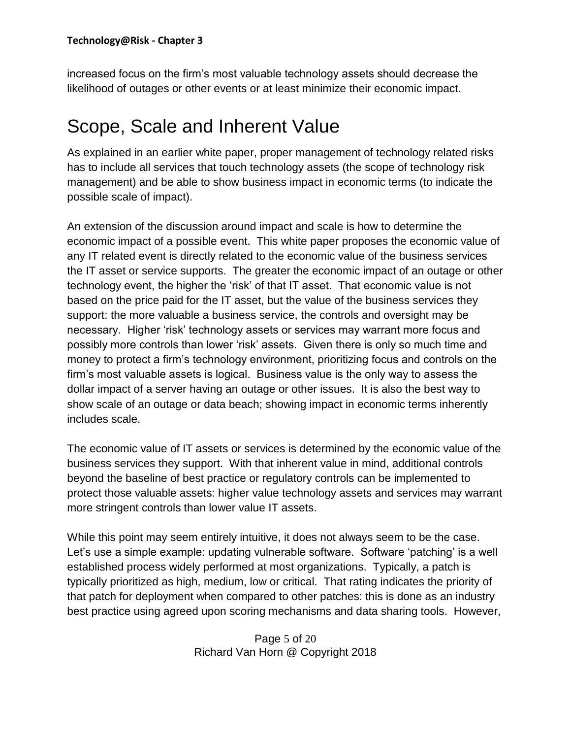increased focus on the firm's most valuable technology assets should decrease the likelihood of outages or other events or at least minimize their economic impact.

# Scope, Scale and Inherent Value

As explained in an earlier white paper, proper management of technology related risks has to include all services that touch technology assets (the scope of technology risk management) and be able to show business impact in economic terms (to indicate the possible scale of impact).

An extension of the discussion around impact and scale is how to determine the economic impact of a possible event. This white paper proposes the economic value of any IT related event is directly related to the economic value of the business services the IT asset or service supports. The greater the economic impact of an outage or other technology event, the higher the 'risk' of that IT asset. That economic value is not based on the price paid for the IT asset, but the value of the business services they support: the more valuable a business service, the controls and oversight may be necessary. Higher 'risk' technology assets or services may warrant more focus and possibly more controls than lower 'risk' assets. Given there is only so much time and money to protect a firm's technology environment, prioritizing focus and controls on the firm's most valuable assets is logical. Business value is the only way to assess the dollar impact of a server having an outage or other issues. It is also the best way to show scale of an outage or data beach; showing impact in economic terms inherently includes scale.

The economic value of IT assets or services is determined by the economic value of the business services they support. With that inherent value in mind, additional controls beyond the baseline of best practice or regulatory controls can be implemented to protect those valuable assets: higher value technology assets and services may warrant more stringent controls than lower value IT assets.

While this point may seem entirely intuitive, it does not always seem to be the case. Let's use a simple example: updating vulnerable software. Software 'patching' is a well established process widely performed at most organizations. Typically, a patch is typically prioritized as high, medium, low or critical. That rating indicates the priority of that patch for deployment when compared to other patches: this is done as an industry best practice using agreed upon scoring mechanisms and data sharing tools. However,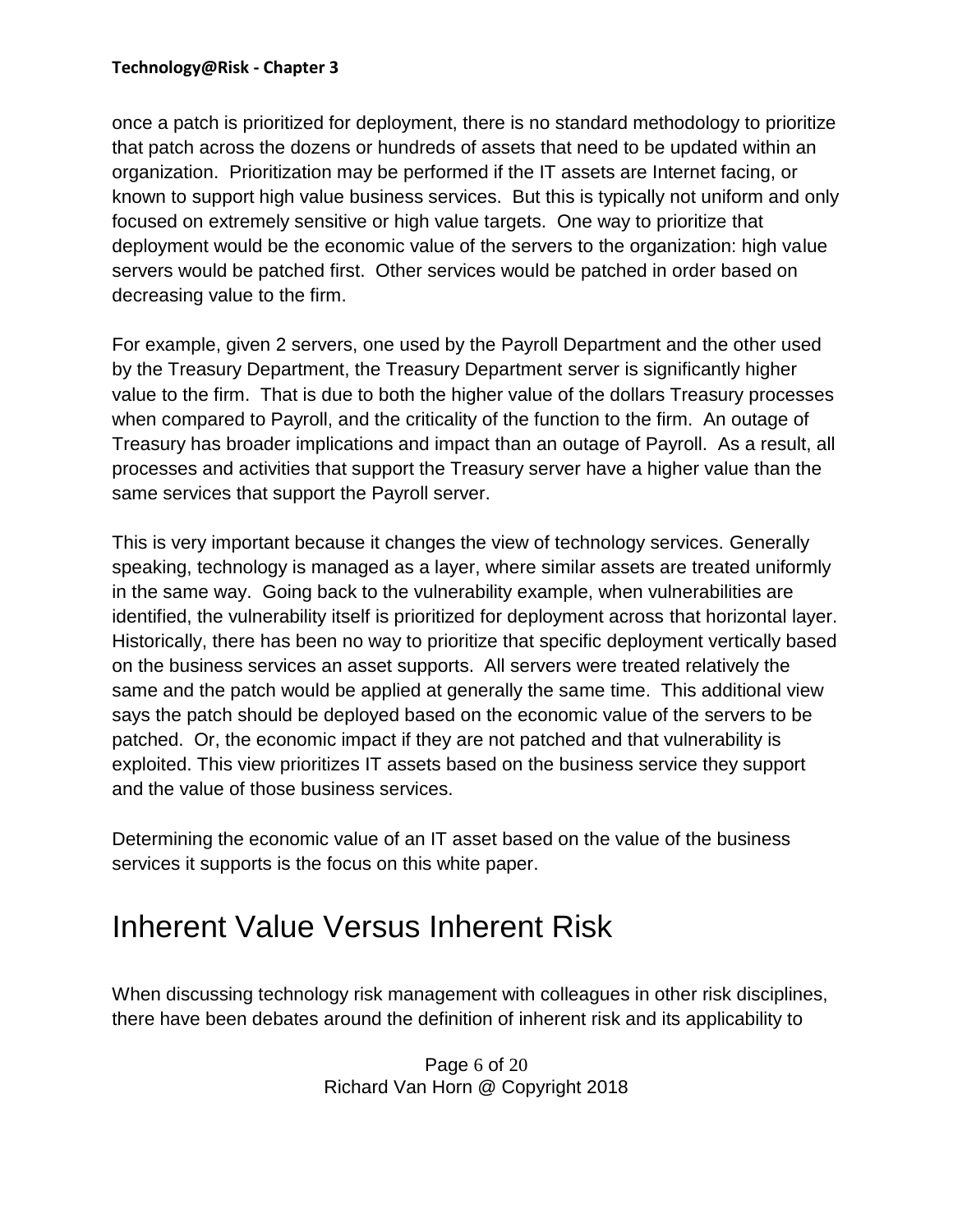once a patch is prioritized for deployment, there is no standard methodology to prioritize that patch across the dozens or hundreds of assets that need to be updated within an organization. Prioritization may be performed if the IT assets are Internet facing, or known to support high value business services. But this is typically not uniform and only focused on extremely sensitive or high value targets. One way to prioritize that deployment would be the economic value of the servers to the organization: high value servers would be patched first. Other services would be patched in order based on decreasing value to the firm.

For example, given 2 servers, one used by the Payroll Department and the other used by the Treasury Department, the Treasury Department server is significantly higher value to the firm. That is due to both the higher value of the dollars Treasury processes when compared to Payroll, and the criticality of the function to the firm. An outage of Treasury has broader implications and impact than an outage of Payroll. As a result, all processes and activities that support the Treasury server have a higher value than the same services that support the Payroll server.

This is very important because it changes the view of technology services. Generally speaking, technology is managed as a layer, where similar assets are treated uniformly in the same way. Going back to the vulnerability example, when vulnerabilities are identified, the vulnerability itself is prioritized for deployment across that horizontal layer. Historically, there has been no way to prioritize that specific deployment vertically based on the business services an asset supports. All servers were treated relatively the same and the patch would be applied at generally the same time. This additional view says the patch should be deployed based on the economic value of the servers to be patched. Or, the economic impact if they are not patched and that vulnerability is exploited. This view prioritizes IT assets based on the business service they support and the value of those business services.

Determining the economic value of an IT asset based on the value of the business services it supports is the focus on this white paper.

# Inherent Value Versus Inherent Risk

When discussing technology risk management with colleagues in other risk disciplines, there have been debates around the definition of inherent risk and its applicability to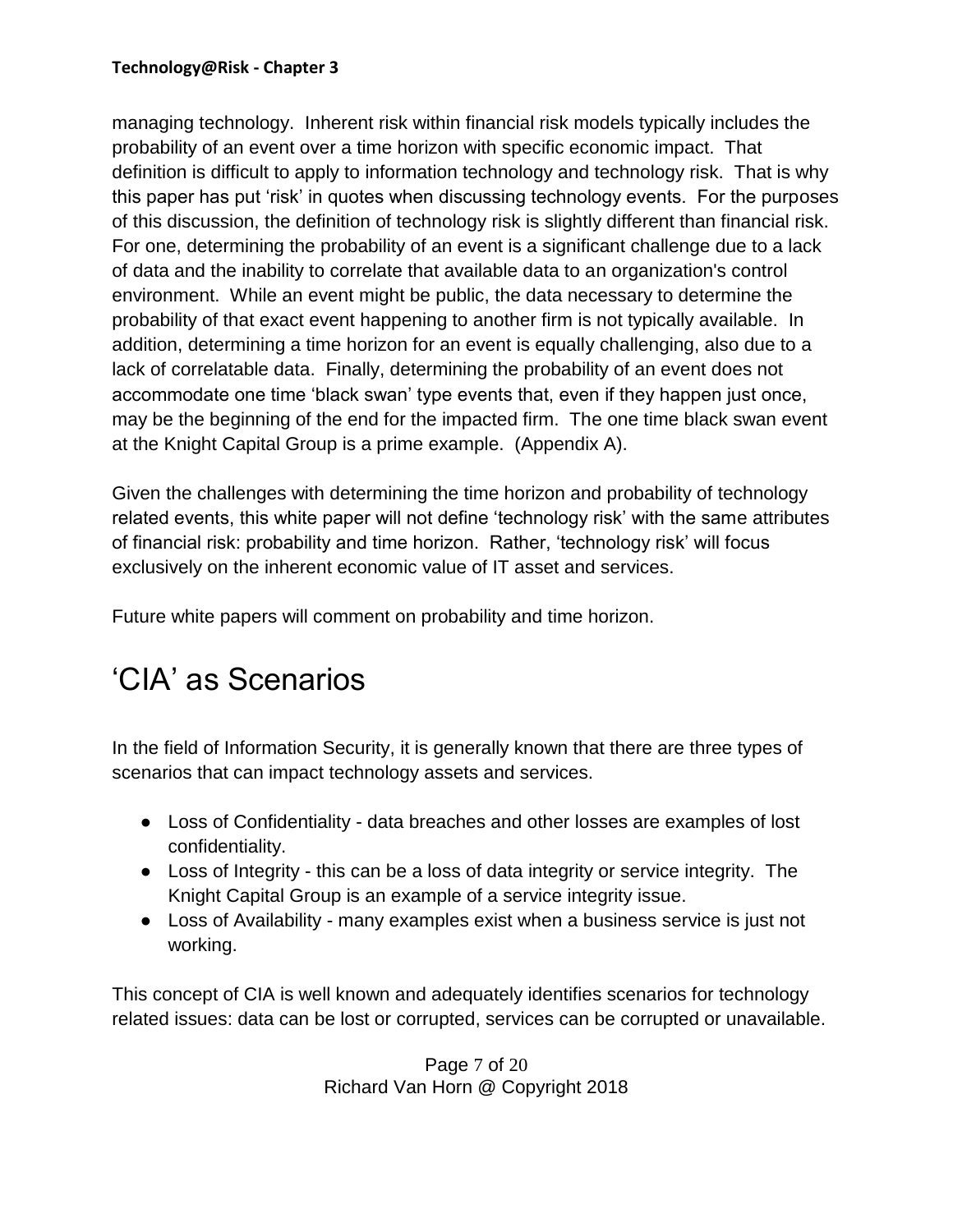managing technology. Inherent risk within financial risk models typically includes the probability of an event over a time horizon with specific economic impact. That definition is difficult to apply to information technology and technology risk. That is why this paper has put 'risk' in quotes when discussing technology events. For the purposes of this discussion, the definition of technology risk is slightly different than financial risk. For one, determining the probability of an event is a significant challenge due to a lack of data and the inability to correlate that available data to an organization's control environment. While an event might be public, the data necessary to determine the probability of that exact event happening to another firm is not typically available. In addition, determining a time horizon for an event is equally challenging, also due to a lack of correlatable data. Finally, determining the probability of an event does not accommodate one time 'black swan' type events that, even if they happen just once, may be the beginning of the end for the impacted firm. The one time black swan event at the Knight Capital Group is a prime example. (Appendix A).

Given the challenges with determining the time horizon and probability of technology related events, this white paper will not define 'technology risk' with the same attributes of financial risk: probability and time horizon. Rather, 'technology risk' will focus exclusively on the inherent economic value of IT asset and services.

Future white papers will comment on probability and time horizon.

# 'CIA' as Scenarios

In the field of Information Security, it is generally known that there are three types of scenarios that can impact technology assets and services.

- Loss of Confidentiality - data breaches and other losses are examples of lost confidentiality.
- Loss of Integrity - this can be a loss of data integrity or service integrity. The Knight Capital Group is an example of a service integrity issue.
- Loss of Availability - many examples exist when a business service is just not working.

This concept of CIA is well known and adequately identifies scenarios for technology related issues: data can be lost or corrupted, services can be corrupted or unavailable.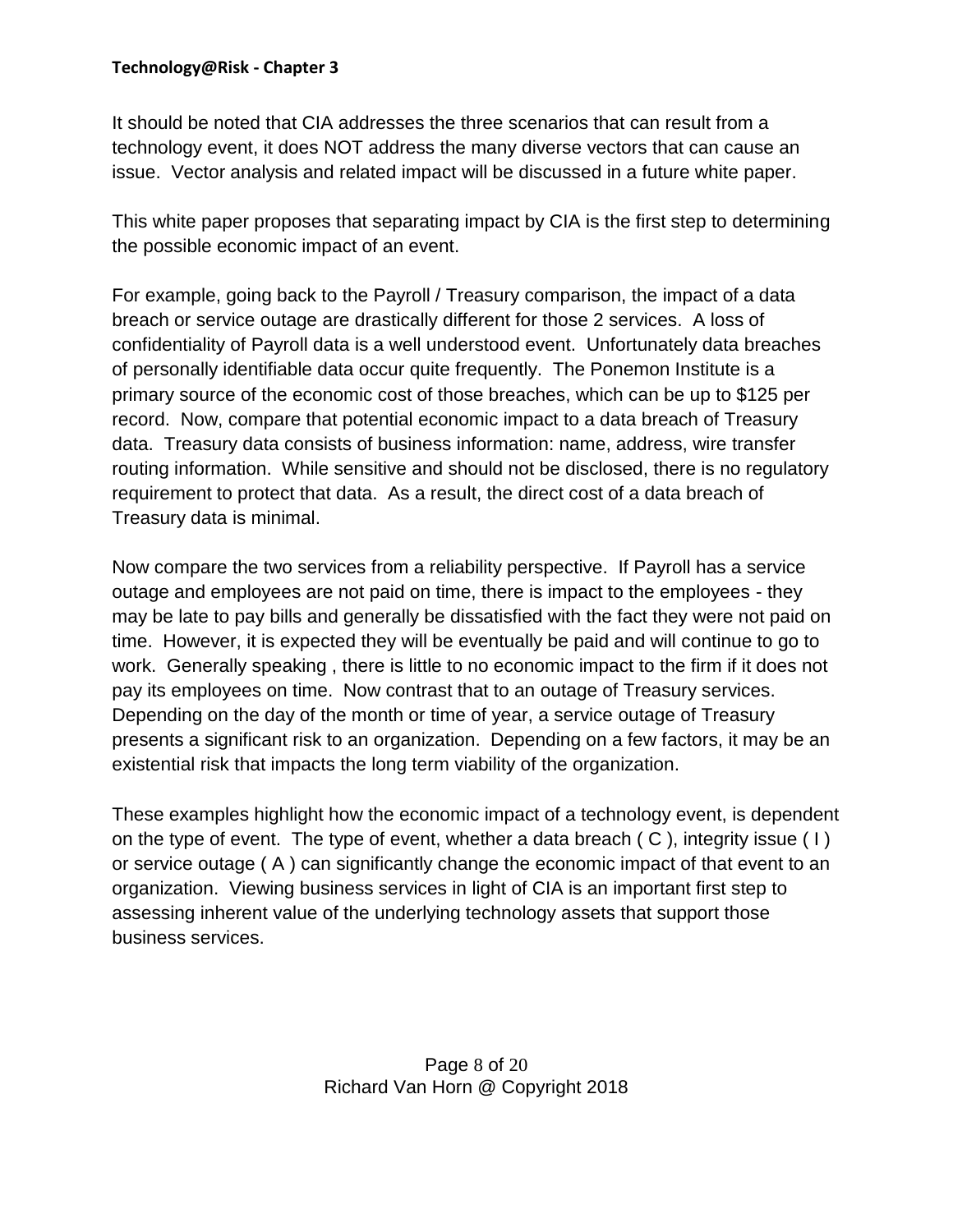It should be noted that CIA addresses the three scenarios that can result from a technology event, it does NOT address the many diverse vectors that can cause an issue.  Vector analysis and related impact will be discussed in a future white paper.

This white paper proposes that separating impact by CIA is the first step to determining the possible economic impact of an event.

For example, going back to the Payroll / Treasury comparison, the impact of a data breach or service outage are drastically different for those 2 services.  A loss of confidentiality of Payroll data is a well understood event.  Unfortunately data breaches of personally identifiable data occur quite frequently.  The Ponemon Institute is a primary source of the economic cost of those breaches, which can be up to $125 per record.  Now, compare that potential economic impact to a data breach of Treasury data.  Treasury data consists of business information: name, address, wire transfer routing information.  While sensitive and should not be disclosed, there is no regulatory requirement to protect that data.  As a result, the direct cost of a data breach of Treasury data is minimal.

Now compare the two services from a reliability perspective.  If Payroll has a service outage and employees are not paid on time, there is impact to the employees - they may be late to pay bills and generally be dissatisfied with the fact they were not paid on time.  However, it is expected they will be eventually be paid and will continue to go to work.  Generally speaking , there is little to no economic impact to the firm if it does not pay its employees on time.  Now contrast that to an outage of Treasury services. Depending on the day of the month or time of year, a service outage of Treasury presents a significant risk to an organization.  Depending on a few factors, it may be an existential risk that impacts the long term viability of the organization.

These examples highlight how the economic impact of a technology event, is dependent on the type of event.  The type of event, whether a data breach ( C ), integrity issue ( I ) or service outage ( A ) can significantly change the economic impact of that event to an organization.  Viewing business services in light of CIA is an important first step to assessing inherent value of the underlying technology assets that support those business services.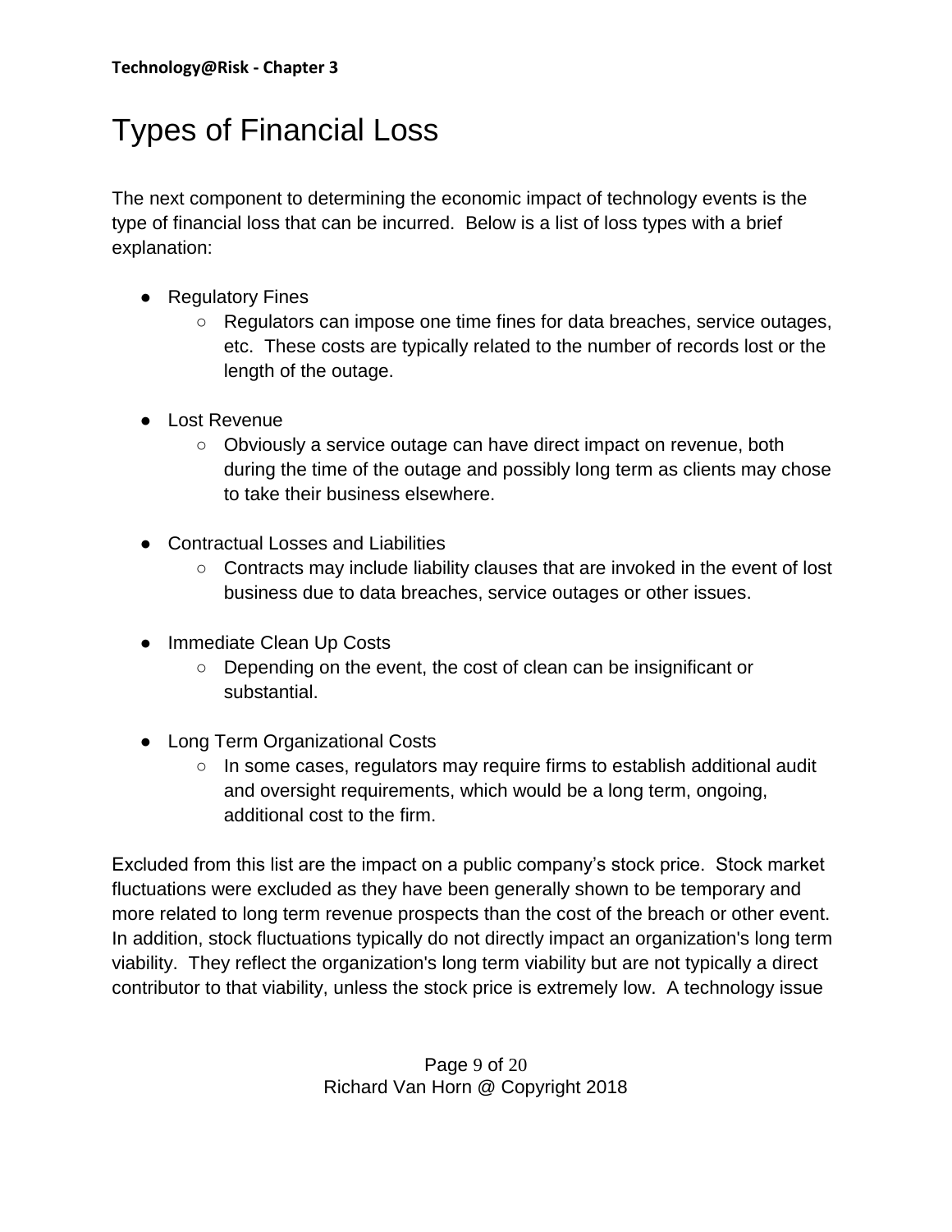# Types of Financial Loss

The next component to determining the economic impact of technology events is the type of financial loss that can be incurred. Below is a list of loss types with a brief explanation:

- Regulatory Fines
  - Regulators can impose one time fines for data breaches, service outages, etc. These costs are typically related to the number of records lost or the length of the outage.
- Lost Revenue
  - Obviously a service outage can have direct impact on revenue, both during the time of the outage and possibly long term as clients may chose to take their business elsewhere.
- Contractual Losses and Liabilities
  - Contracts may include liability clauses that are invoked in the event of lost business due to data breaches, service outages or other issues.
- Immediate Clean Up Costs
  - Depending on the event, the cost of clean can be insignificant or substantial.
- Long Term Organizational Costs
  - In some cases, regulators may require firms to establish additional audit and oversight requirements, which would be a long term, ongoing, additional cost to the firm.

Excluded from this list are the impact on a public company's stock price. Stock market fluctuations were excluded as they have been generally shown to be temporary and more related to long term revenue prospects than the cost of the breach or other event. In addition, stock fluctuations typically do not directly impact an organization's long term viability. They reflect the organization's long term viability but are not typically a direct contributor to that viability, unless the stock price is extremely low. A technology issue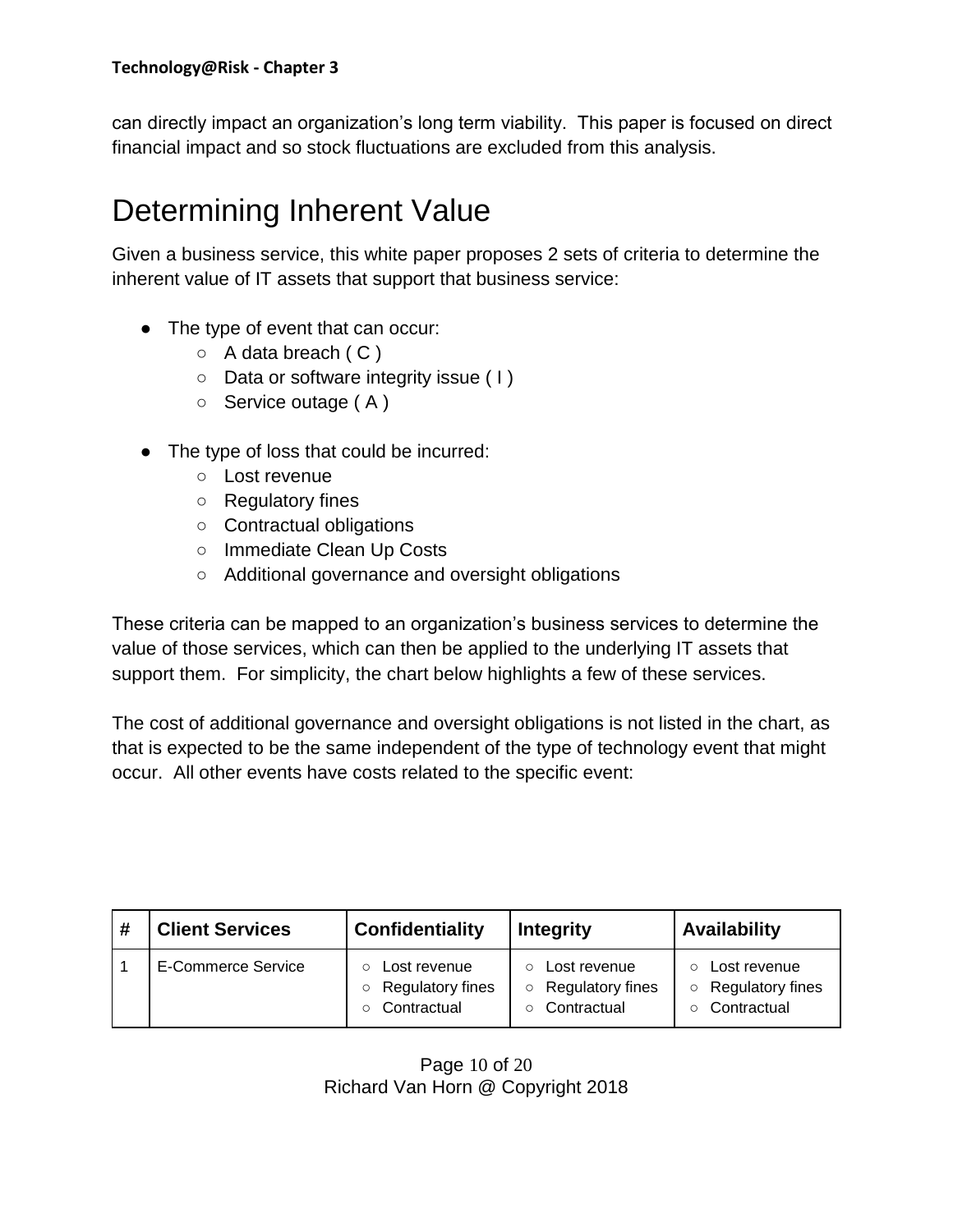can directly impact an organization's long term viability.  This paper is focused on direct financial impact and so stock fluctuations are excluded from this analysis.

# Determining Inherent Value

Given a business service, this white paper proposes 2 sets of criteria to determine the inherent value of IT assets that support that business service:

- The type of event that can occur:
  - A data breach ( C )
  - Data or software integrity issue ( I )
  - Service outage ( A )

- The type of loss that could be incurred:
  - Lost revenue
  - Regulatory fines
  - Contractual obligations
  - Immediate Clean Up Costs
  - Additional governance and oversight obligations

These criteria can be mapped to an organization's business services to determine the value of those services, which can then be applied to the underlying IT assets that support them.  For simplicity, the chart below highlights a few of these services.

The cost of additional governance and oversight obligations is not listed in the chart, as that is expected to be the same independent of the type of technology event that might occur.  All other events have costs related to the specific event:

| # | Client Services | Confidentiality | Integrity | Availability |
|---|---|---|---|---|
| 1 | E-Commerce Service | ○ Lost revenue<br>○ Regulatory fines<br>○ Contractual | ○ Lost revenue<br>○ Regulatory fines<br>○ Contractual | ○ Lost revenue<br>○ Regulatory fines<br>○ Contractual |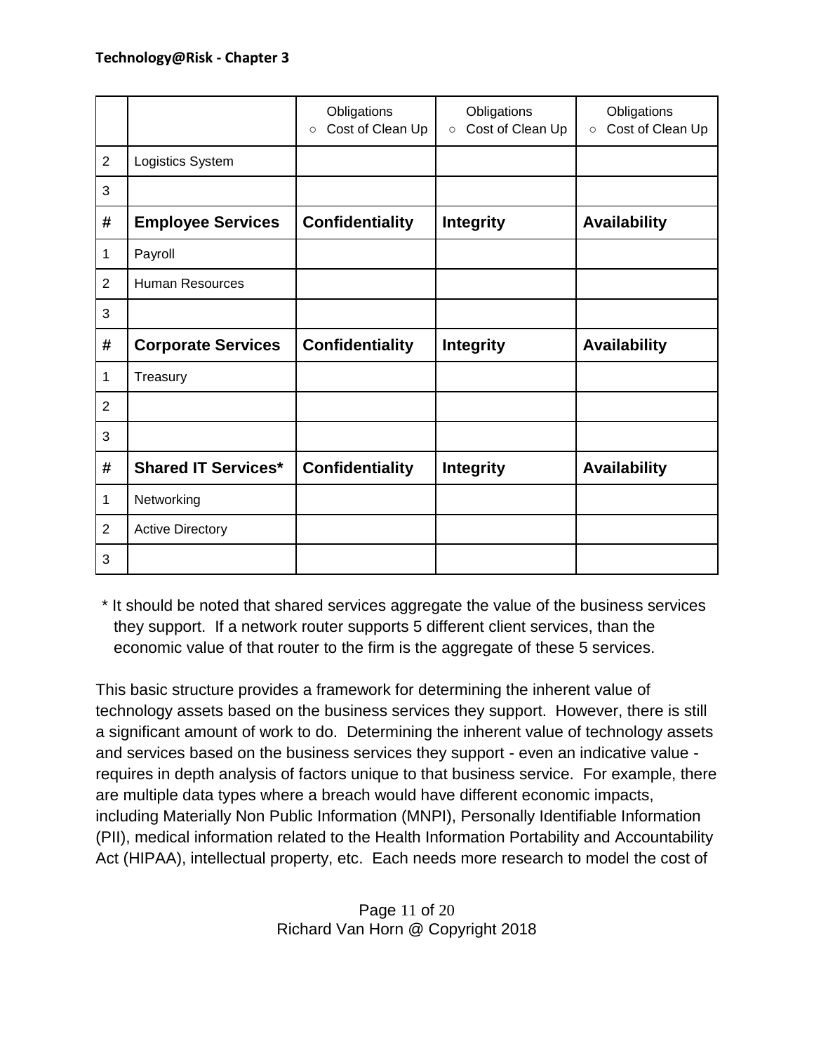| | | Obligations<br>○ Cost of Clean Up | Obligations<br>○ Cost of Clean Up | Obligations<br>○ Cost of Clean Up |
|---|---|---|---|---|
| 2 | Logistics System | | | |
| 3 | | | | |
| **#** | **Employee Services** | **Confidentiality** | **Integrity** | **Availability** |
| 1 | Payroll | | | |
| 2 | Human Resources | | | |
| 3 | | | | |
| **#** | **Corporate Services** | **Confidentiality** | **Integrity** | **Availability** |
| 1 | Treasury | | | |
| 2 | | | | |
| 3 | | | | |
| **#** | **Shared IT Services*** | **Confidentiality** | **Integrity** | **Availability** |
| 1 | Networking | | | |
| 2 | Active Directory | | | |
| 3 | | | | |

* It should be noted that shared services aggregate the value of the business services they support. If a network router supports 5 different client services, than the economic value of that router to the firm is the aggregate of these 5 services.

This basic structure provides a framework for determining the inherent value of technology assets based on the business services they support. However, there is still a significant amount of work to do. Determining the inherent value of technology assets and services based on the business services they support - even an indicative value - requires in depth analysis of factors unique to that business service. For example, there are multiple data types where a breach would have different economic impacts, including Materially Non Public Information (MNPI), Personally Identifiable Information (PII), medical information related to the Health Information Portability and Accountability Act (HIPAA), intellectual property, etc. Each needs more research to model the cost of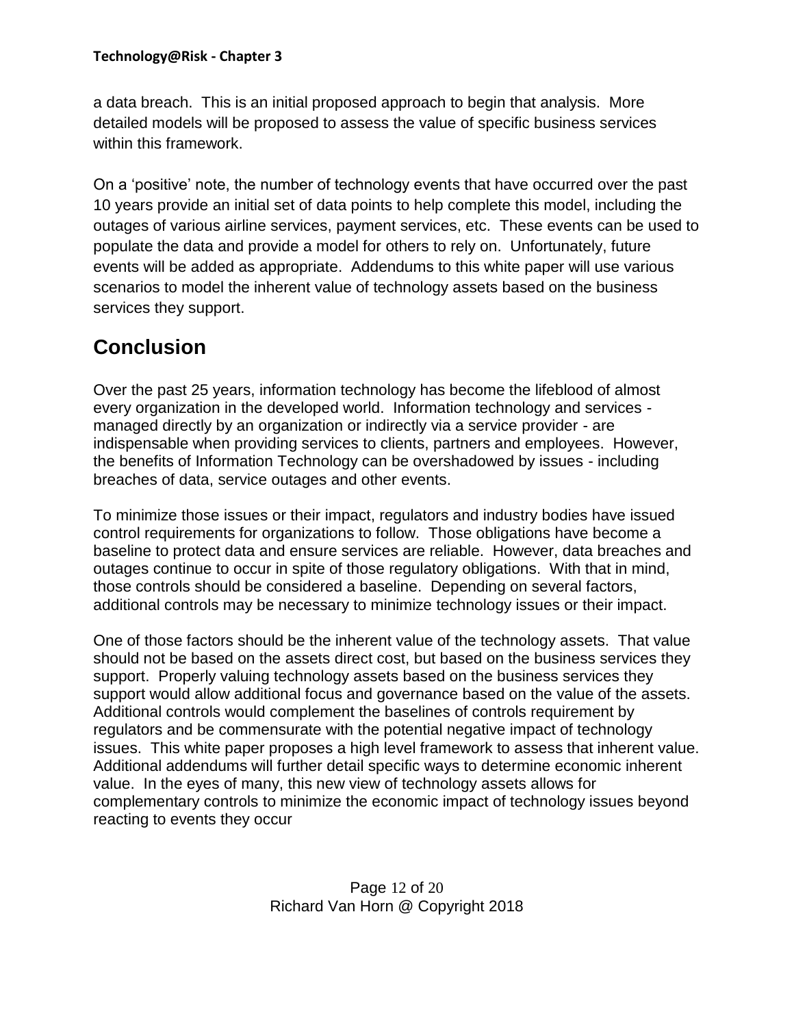a data breach. This is an initial proposed approach to begin that analysis. More detailed models will be proposed to assess the value of specific business services within this framework.

On a 'positive' note, the number of technology events that have occurred over the past 10 years provide an initial set of data points to help complete this model, including the outages of various airline services, payment services, etc. These events can be used to populate the data and provide a model for others to rely on. Unfortunately, future events will be added as appropriate. Addendums to this white paper will use various scenarios to model the inherent value of technology assets based on the business services they support.

## Conclusion

Over the past 25 years, information technology has become the lifeblood of almost every organization in the developed world. Information technology and services - managed directly by an organization or indirectly via a service provider - are indispensable when providing services to clients, partners and employees. However, the benefits of Information Technology can be overshadowed by issues - including breaches of data, service outages and other events.

To minimize those issues or their impact, regulators and industry bodies have issued control requirements for organizations to follow. Those obligations have become a baseline to protect data and ensure services are reliable. However, data breaches and outages continue to occur in spite of those regulatory obligations. With that in mind, those controls should be considered a baseline. Depending on several factors, additional controls may be necessary to minimize technology issues or their impact.

One of those factors should be the inherent value of the technology assets. That value should not be based on the assets direct cost, but based on the business services they support. Properly valuing technology assets based on the business services they support would allow additional focus and governance based on the value of the assets. Additional controls would complement the baselines of controls requirement by regulators and be commensurate with the potential negative impact of technology issues. This white paper proposes a high level framework to assess that inherent value. Additional addendums will further detail specific ways to determine economic inherent value. In the eyes of many, this new view of technology assets allows for complementary controls to minimize the economic impact of technology issues beyond reacting to events they occur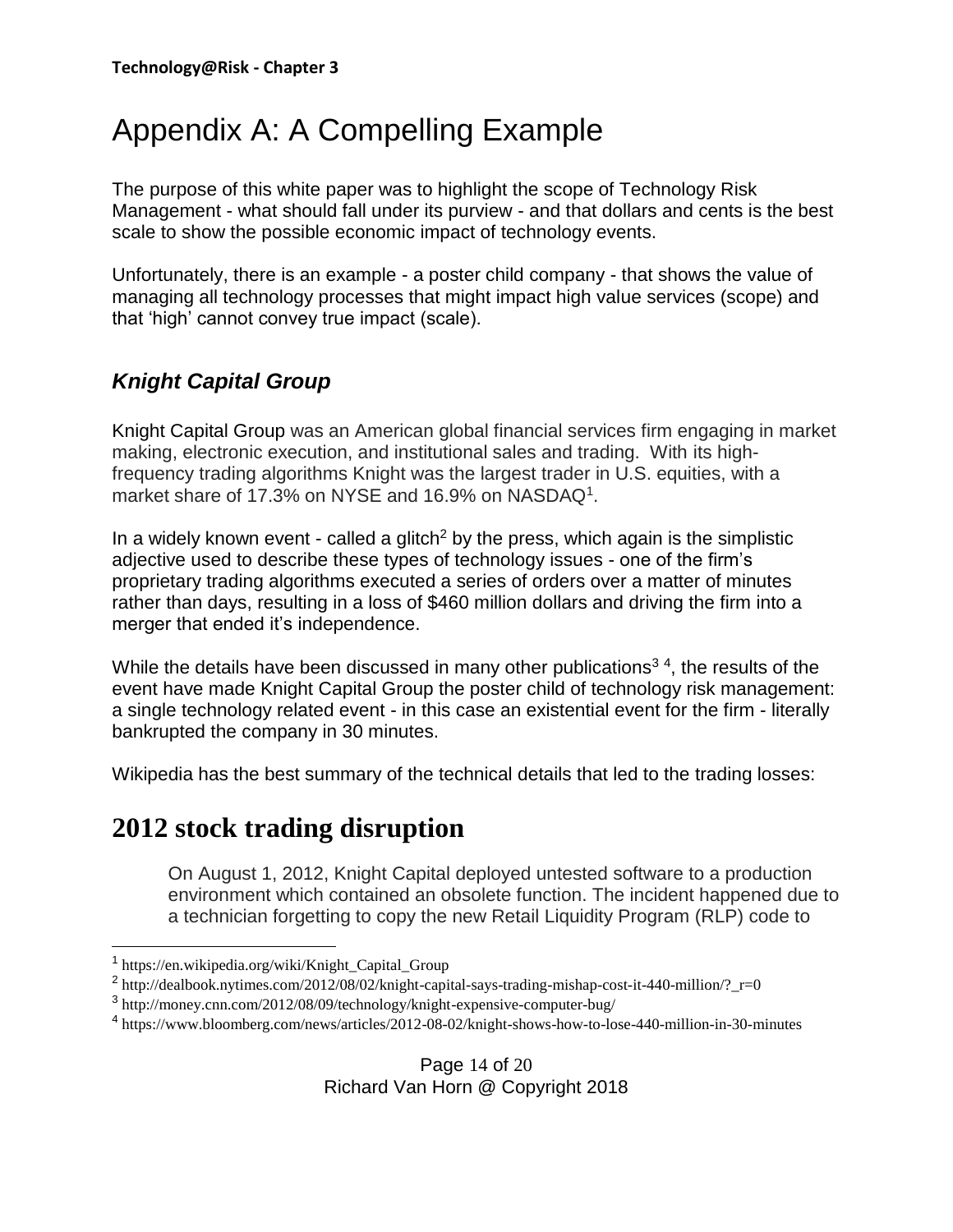# Appendix A: A Compelling Example

The purpose of this white paper was to highlight the scope of Technology Risk Management - what should fall under its purview - and that dollars and cents is the best scale to show the possible economic impact of technology events.

Unfortunately, there is an example - a poster child company - that shows the value of managing all technology processes that might impact high value services (scope) and that 'high' cannot convey true impact (scale).

### *Knight Capital Group*

Knight Capital Group was an American global financial services firm engaging in market making, electronic execution, and institutional sales and trading. With its high-frequency trading algorithms Knight was the largest trader in U.S. equities, with a market share of 17.3% on NYSE and 16.9% on NASDAQ[1].

In a widely known event - called a glitch[2] by the press, which again is the simplistic adjective used to describe these types of technology issues - one of the firm's proprietary trading algorithms executed a series of orders over a matter of minutes rather than days, resulting in a loss of $460 million dollars and driving the firm into a merger that ended it's independence.

While the details have been discussed in many other publications[3] [4], the results of the event have made Knight Capital Group the poster child of technology risk management: a single technology related event - in this case an existential event for the firm - literally bankrupted the company in 30 minutes.

Wikipedia has the best summary of the technical details that led to the trading losses:

## 2012 stock trading disruption

> On August 1, 2012, Knight Capital deployed untested software to a production environment which contained an obsolete function. The incident happened due to a technician forgetting to copy the new Retail Liquidity Program (RLP) code to

[1] https://en.wikipedia.org/wiki/Knight_Capital_Group

[2] http://dealbook.nytimes.com/2012/08/02/knight-capital-says-trading-mishap-cost-it-440-million/?_r=0

[3] http://money.cnn.com/2012/08/09/technology/knight-expensive-computer-bug/

[4] https://www.bloomberg.com/news/articles/2012-08-02/knight-shows-how-to-lose-440-million-in-30-minutes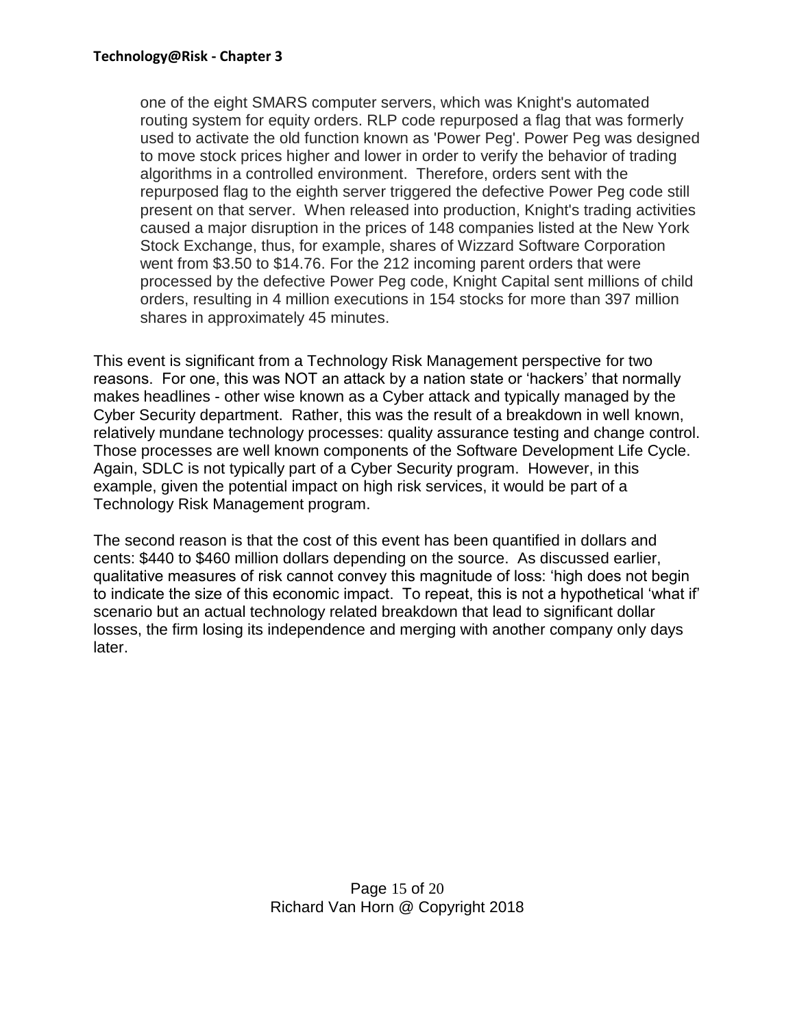> one of the eight SMARS computer servers, which was Knight's automated routing system for equity orders. RLP code repurposed a flag that was formerly used to activate the old function known as 'Power Peg'. Power Peg was designed to move stock prices higher and lower in order to verify the behavior of trading algorithms in a controlled environment. Therefore, orders sent with the repurposed flag to the eighth server triggered the defective Power Peg code still present on that server. When released into production, Knight's trading activities caused a major disruption in the prices of 148 companies listed at the New York Stock Exchange, thus, for example, shares of Wizzard Software Corporation went from $3.50 to $14.76. For the 212 incoming parent orders that were processed by the defective Power Peg code, Knight Capital sent millions of child orders, resulting in 4 million executions in 154 stocks for more than 397 million shares in approximately 45 minutes.

This event is significant from a Technology Risk Management perspective for two reasons. For one, this was NOT an attack by a nation state or 'hackers' that normally makes headlines - other wise known as a Cyber attack and typically managed by the Cyber Security department. Rather, this was the result of a breakdown in well known, relatively mundane technology processes: quality assurance testing and change control. Those processes are well known components of the Software Development Life Cycle. Again, SDLC is not typically part of a Cyber Security program. However, in this example, given the potential impact on high risk services, it would be part of a Technology Risk Management program.

The second reason is that the cost of this event has been quantified in dollars and cents: $440 to $460 million dollars depending on the source. As discussed earlier, qualitative measures of risk cannot convey this magnitude of loss: 'high does not begin to indicate the size of this economic impact. To repeat, this is not a hypothetical 'what if' scenario but an actual technology related breakdown that lead to significant dollar losses, the firm losing its independence and merging with another company only days later.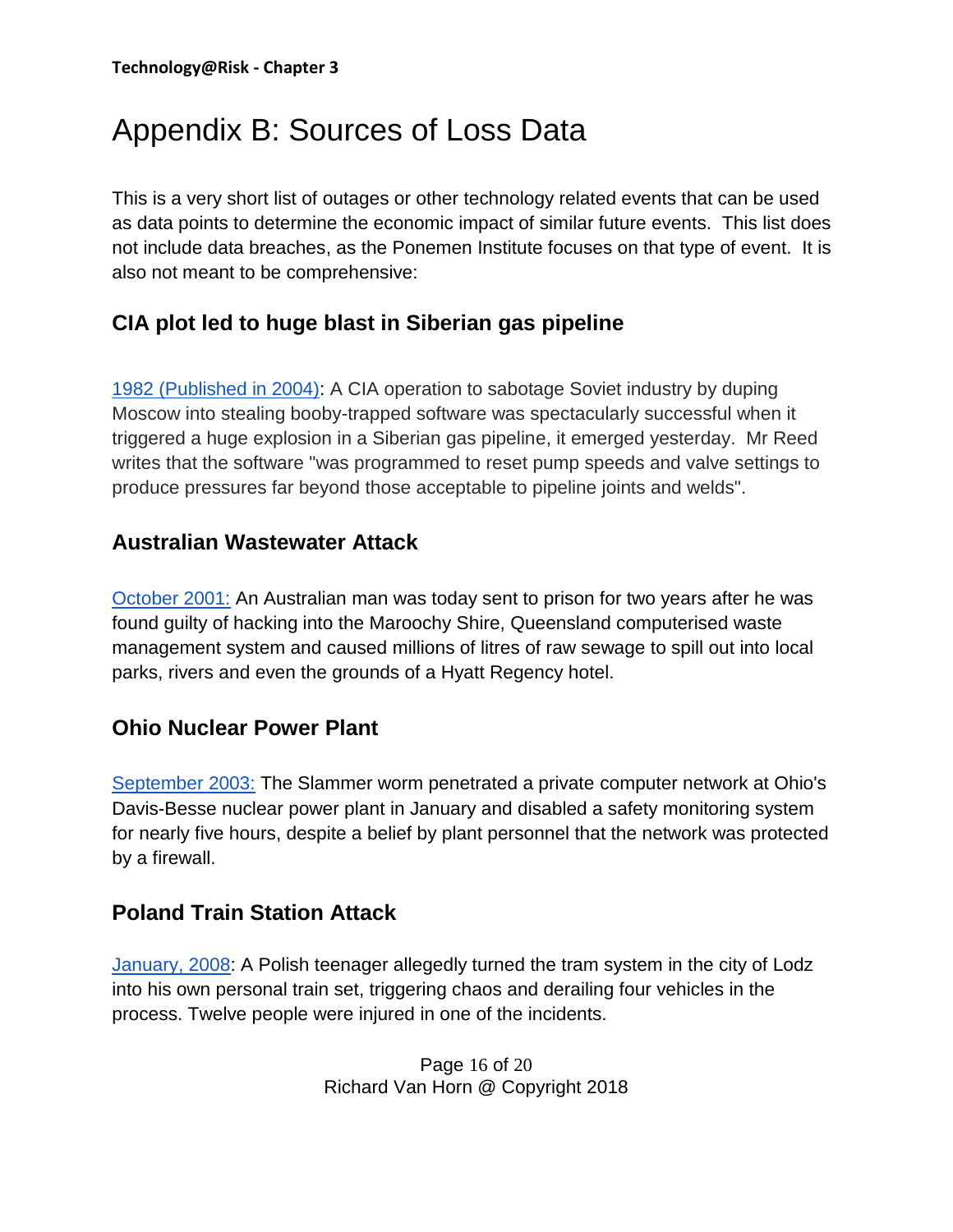# Appendix B: Sources of Loss Data

This is a very short list of outages or other technology related events that can be used as data points to determine the economic impact of similar future events. This list does not include data breaches, as the Ponemen Institute focuses on that type of event. It is also not meant to be comprehensive:

### CIA plot led to huge blast in Siberian gas pipeline

1982 (Published in 2004): A CIA operation to sabotage Soviet industry by duping Moscow into stealing booby-trapped software was spectacularly successful when it triggered a huge explosion in a Siberian gas pipeline, it emerged yesterday. Mr Reed writes that the software "was programmed to reset pump speeds and valve settings to produce pressures far beyond those acceptable to pipeline joints and welds".

### Australian Wastewater Attack

October 2001: An Australian man was today sent to prison for two years after he was found guilty of hacking into the Maroochy Shire, Queensland computerised waste management system and caused millions of litres of raw sewage to spill out into local parks, rivers and even the grounds of a Hyatt Regency hotel.

### Ohio Nuclear Power Plant

September 2003: The Slammer worm penetrated a private computer network at Ohio's Davis-Besse nuclear power plant in January and disabled a safety monitoring system for nearly five hours, despite a belief by plant personnel that the network was protected by a firewall.

### Poland Train Station Attack

January, 2008: A Polish teenager allegedly turned the tram system in the city of Lodz into his own personal train set, triggering chaos and derailing four vehicles in the process. Twelve people were injured in one of the incidents.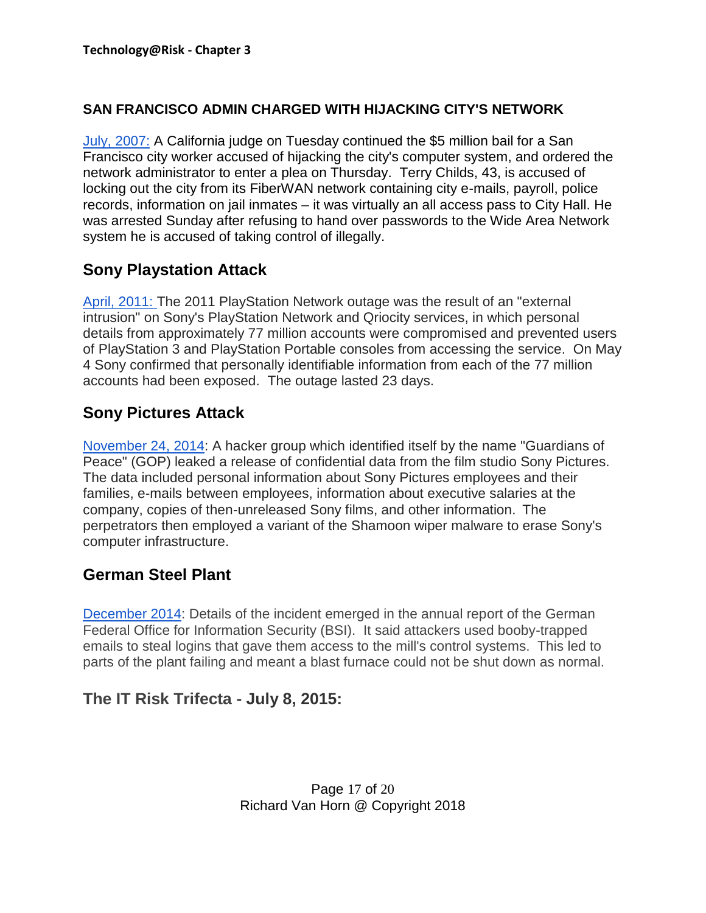**SAN FRANCISCO ADMIN CHARGED WITH HIJACKING CITY'S NETWORK**

July, 2007: A California judge on Tuesday continued the $5 million bail for a San Francisco city worker accused of hijacking the city's computer system, and ordered the network administrator to enter a plea on Thursday. Terry Childs, 43, is accused of locking out the city from its FiberWAN network containing city e-mails, payroll, police records, information on jail inmates – it was virtually an all access pass to City Hall. He was arrested Sunday after refusing to hand over passwords to the Wide Area Network system he is accused of taking control of illegally.

## Sony Playstation Attack

April, 2011: The 2011 PlayStation Network outage was the result of an "external intrusion" on Sony's PlayStation Network and Qriocity services, in which personal details from approximately 77 million accounts were compromised and prevented users of PlayStation 3 and PlayStation Portable consoles from accessing the service. On May 4 Sony confirmed that personally identifiable information from each of the 77 million accounts had been exposed. The outage lasted 23 days.

## Sony Pictures Attack

November 24, 2014: A hacker group which identified itself by the name "Guardians of Peace" (GOP) leaked a release of confidential data from the film studio Sony Pictures. The data included personal information about Sony Pictures employees and their families, e-mails between employees, information about executive salaries at the company, copies of then-unreleased Sony films, and other information. The perpetrators then employed a variant of the Shamoon wiper malware to erase Sony's computer infrastructure.

## German Steel Plant

December 2014: Details of the incident emerged in the annual report of the German Federal Office for Information Security (BSI). It said attackers used booby-trapped emails to steal logins that gave them access to the mill's control systems. This led to parts of the plant failing and meant a blast furnace could not be shut down as normal.

## The IT Risk Trifecta - July 8, 2015: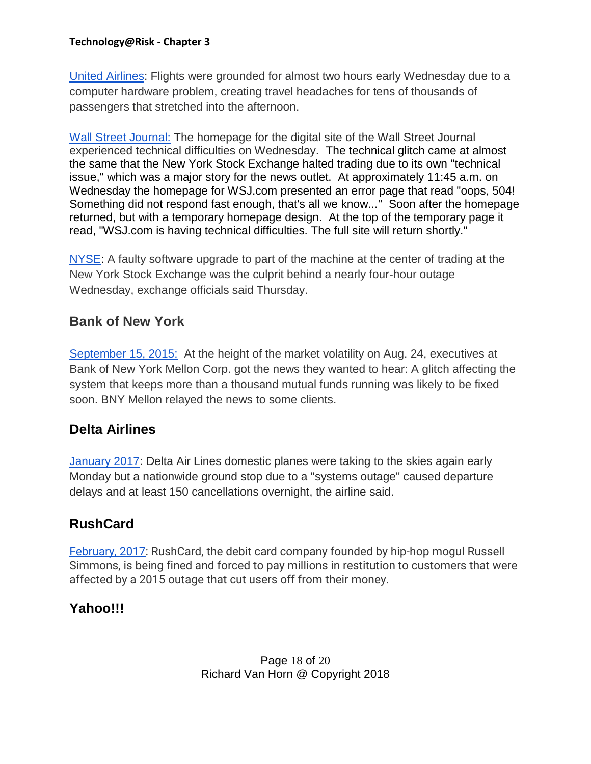United Airlines: Flights were grounded for almost two hours early Wednesday due to a computer hardware problem, creating travel headaches for tens of thousands of passengers that stretched into the afternoon.

Wall Street Journal: The homepage for the digital site of the Wall Street Journal experienced technical difficulties on Wednesday. The technical glitch came at almost the same that the New York Stock Exchange halted trading due to its own "technical issue," which was a major story for the news outlet. At approximately 11:45 a.m. on Wednesday the homepage for WSJ.com presented an error page that read "oops, 504! Something did not respond fast enough, that's all we know..." Soon after the homepage returned, but with a temporary homepage design. At the top of the temporary page it read, "WSJ.com is having technical difficulties. The full site will return shortly."

NYSE: A faulty software upgrade to part of the machine at the center of trading at the New York Stock Exchange was the culprit behind a nearly four-hour outage Wednesday, exchange officials said Thursday.

## Bank of New York

September 15, 2015: At the height of the market volatility on Aug. 24, executives at Bank of New York Mellon Corp. got the news they wanted to hear: A glitch affecting the system that keeps more than a thousand mutual funds running was likely to be fixed soon. BNY Mellon relayed the news to some clients.

## Delta Airlines

January 2017: Delta Air Lines domestic planes were taking to the skies again early Monday but a nationwide ground stop due to a "systems outage" caused departure delays and at least 150 cancellations overnight, the airline said.

## RushCard

February, 2017: RushCard, the debit card company founded by hip-hop mogul Russell Simmons, is being fined and forced to pay millions in restitution to customers that were affected by a 2015 outage that cut users off from their money.

## Yahoo!!!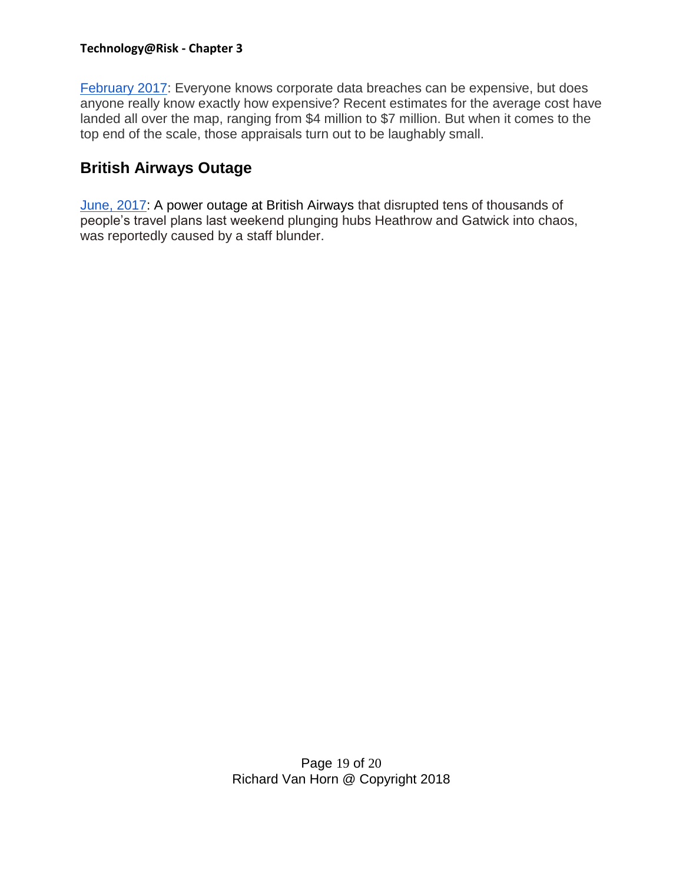February 2017: Everyone knows corporate data breaches can be expensive, but does anyone really know exactly how expensive? Recent estimates for the average cost have landed all over the map, ranging from $4 million to $7 million. But when it comes to the top end of the scale, those appraisals turn out to be laughably small.

## British Airways Outage

June, 2017: A power outage at British Airways that disrupted tens of thousands of people's travel plans last weekend plunging hubs Heathrow and Gatwick into chaos, was reportedly caused by a staff blunder.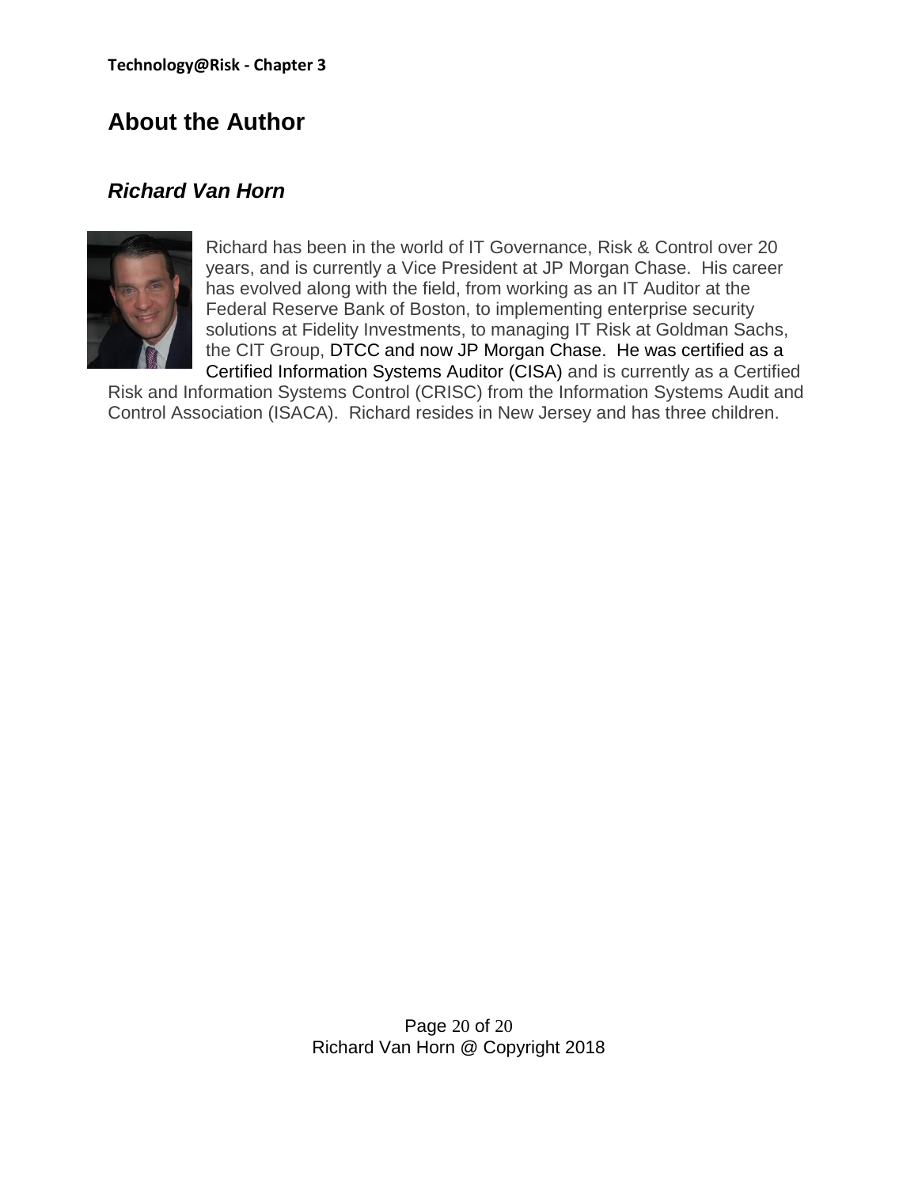## About the Author

### *Richard Van Horn*

Richard has been in the world of IT Governance, Risk & Control over 20 years, and is currently a Vice President at JP Morgan Chase. His career has evolved along with the field, from working as an IT Auditor at the Federal Reserve Bank of Boston, to implementing enterprise security solutions at Fidelity Investments, to managing IT Risk at Goldman Sachs, the CIT Group, DTCC and now JP Morgan Chase. He was certified as a Certified Information Systems Auditor (CISA) and is currently as a Certified Risk and Information Systems Control (CRISC) from the Information Systems Audit and Control Association (ISACA). Richard resides in New Jersey and has three children.